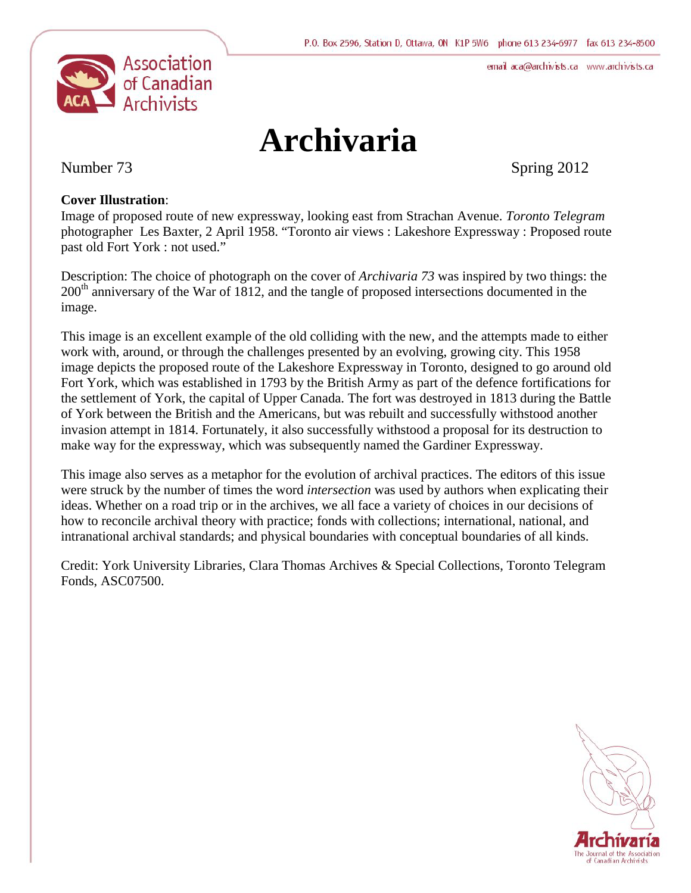P.O. Box 2596, Station D, Ottawa, ON K1P 5W6 phone 613 234-6977 fax 613 234-8500

email aca@archivists.ca www.archivists.ca

Association of Canadian Archivists

# Archivaria

Number 73 Spring 2012

**Cover Illustration**:
Image of proposed route of new expressway, looking east from Strachan Avenue. *Toronto Telegram* photographer Les Baxter, 2 April 1958. "Toronto air views : Lakeshore Expressway : Proposed route past old Fort York : not used."

Description: The choice of photograph on the cover of *Archivaria 73* was inspired by two things: the 200th anniversary of the War of 1812, and the tangle of proposed intersections documented in the image.

This image is an excellent example of the old colliding with the new, and the attempts made to either work with, around, or through the challenges presented by an evolving, growing city. This 1958 image depicts the proposed route of the Lakeshore Expressway in Toronto, designed to go around old Fort York, which was established in 1793 by the British Army as part of the defence fortifications for the settlement of York, the capital of Upper Canada. The fort was destroyed in 1813 during the Battle of York between the British and the Americans, but was rebuilt and successfully withstood another invasion attempt in 1814. Fortunately, it also successfully withstood a proposal for its destruction to make way for the expressway, which was subsequently named the Gardiner Expressway.

This image also serves as a metaphor for the evolution of archival practices. The editors of this issue were struck by the number of times the word *intersection* was used by authors when explicating their ideas. Whether on a road trip or in the archives, we all face a variety of choices in our decisions of how to reconcile archival theory with practice; fonds with collections; international, national, and intranational archival standards; and physical boundaries with conceptual boundaries of all kinds.

Credit: York University Libraries, Clara Thomas Archives & Special Collections, Toronto Telegram Fonds, ASC07500.

Archivaria
The Journal of the Association of Canadian Archivists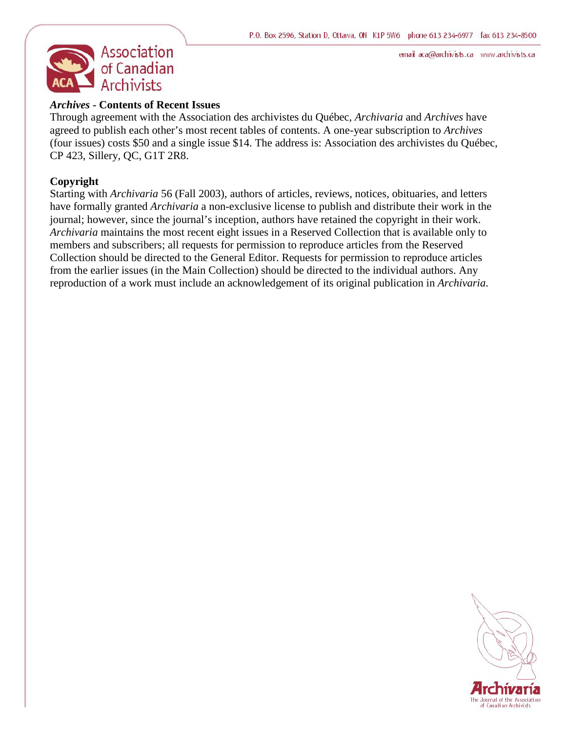### *Archives* - Contents of Recent Issues

Through agreement with the Association des archivistes du Québec, *Archivaria* and *Archives* have agreed to publish each other's most recent tables of contents. A one-year subscription to *Archives* (four issues) costs $50 and a single issue $14. The address is: Association des archivistes du Québec, CP 423, Sillery, QC, G1T 2R8.

### Copyright

Starting with *Archivaria* 56 (Fall 2003), authors of articles, reviews, notices, obituaries, and letters have formally granted *Archivaria* a non-exclusive license to publish and distribute their work in the journal; however, since the journal's inception, authors have retained the copyright in their work. *Archivaria* maintains the most recent eight issues in a Reserved Collection that is available only to members and subscribers; all requests for permission to reproduce articles from the Reserved Collection should be directed to the General Editor. Requests for permission to reproduce articles from the earlier issues (in the Main Collection) should be directed to the individual authors. Any reproduction of a work must include an acknowledgement of its original publication in *Archivaria*.